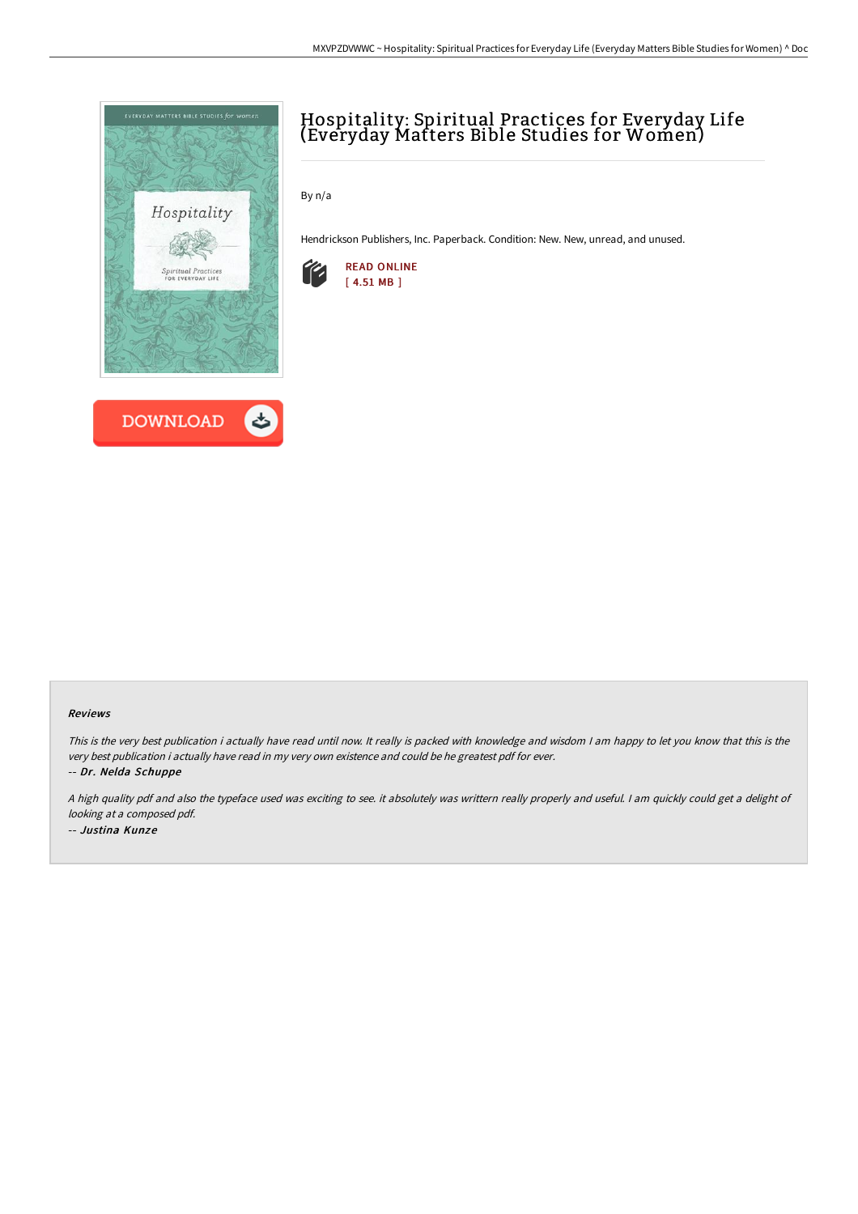# Hospitality: Spiritual Practices for Everyday Life (Everyday Matters Bible Studies for Women)

By n/a

Hendrickson Publishers, Inc. Paperback. Condition: New. New, unread, and unused.

READ ONLINE
[ 4.51 MB ]

DOWNLOAD

#### Reviews

*This is the very best publication i actually have read until now. It really is packed with knowledge and wisdom I am happy to let you know that this is the very best publication i actually have read in my very own existence and could be he greatest pdf for ever.*

*-- **Dr. Nelda Schuppe***

*A high quality pdf and also the typeface used was exciting to see. it absolutely was writtern really properly and useful. I am quickly could get a delight of looking at a composed pdf.*

*-- **Justina Kunze***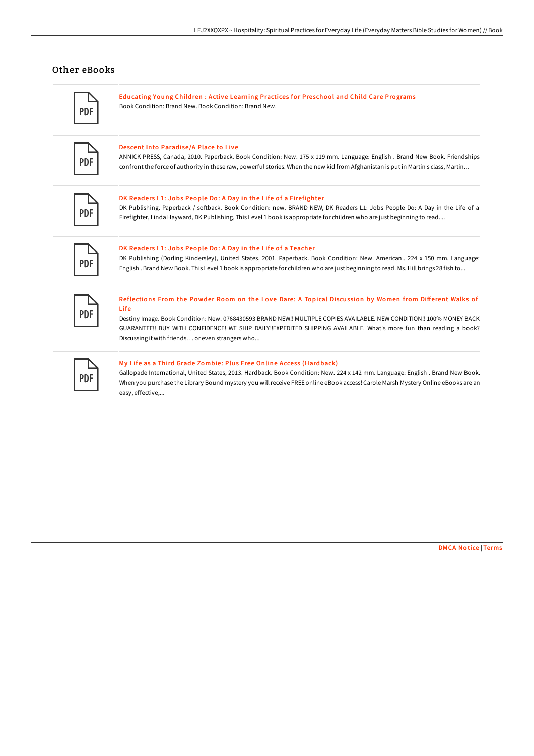## Other eBooks

**Educating Young Children : Active Learning Practices for Preschool and Child Care Programs**
Book Condition: Brand New. Book Condition: Brand New.

**Descent Into Paradise/A Place to Live**
ANNICK PRESS, Canada, 2010. Paperback. Book Condition: New. 175 x 119 mm. Language: English . Brand New Book. Friendships confront the force of authority in these raw, powerful stories. When the new kid from Afghanistan is put in Martin s class, Martin...

**DK Readers L1: Jobs People Do: A Day in the Life of a Firefighter**
DK Publishing. Paperback / softback. Book Condition: new. BRAND NEW, DK Readers L1: Jobs People Do: A Day in the Life of a Firefighter, Linda Hayward, DK Publishing, This Level 1 book is appropriate for children who are just beginning to read....

**DK Readers L1: Jobs People Do: A Day in the Life of a Teacher**
DK Publishing (Dorling Kindersley), United States, 2001. Paperback. Book Condition: New. American.. 224 x 150 mm. Language: English . Brand New Book. This Level 1 book is appropriate for children who are just beginning to read. Ms. Hill brings 28 fish to...

**Reflections From the Powder Room on the Love Dare: A Topical Discussion by Women from Different Walks of Life**
Destiny Image. Book Condition: New. 0768430593 BRAND NEW!! MULTIPLE COPIES AVAILABLE. NEW CONDITION!! 100% MONEY BACK GUARANTEE!! BUY WITH CONFIDENCE! WE SHIP DAILY!!EXPEDITED SHIPPING AVAILABLE. What's more fun than reading a book? Discussing it with friends. . . or even strangers who...

**My Life as a Third Grade Zombie: Plus Free Online Access (Hardback)**
Gallopade International, United States, 2013. Hardback. Book Condition: New. 224 x 142 mm. Language: English . Brand New Book. When you purchase the Library Bound mystery you will receive FREE online eBook access! Carole Marsh Mystery Online eBooks are an easy, effective,...

DMCA Notice | Terms